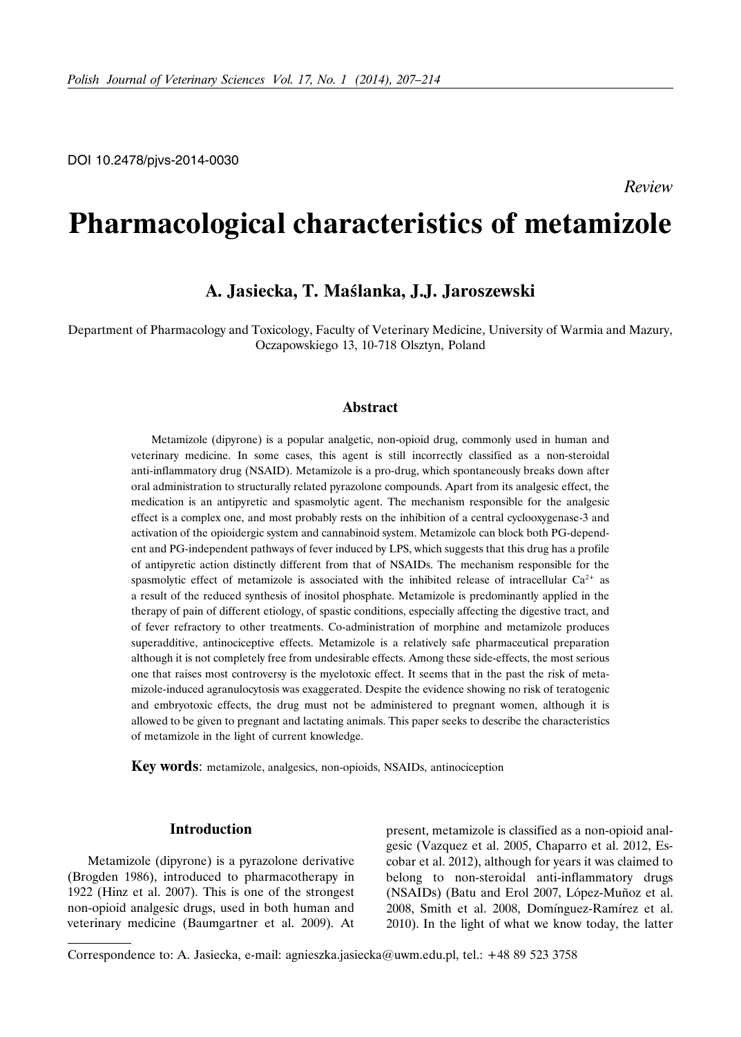DOI 10.2478/pjvs-2014-0030

*Review*

# Pharmacological characteristics of metamizole

## A. Jasiecka, T. Maślanka, J.J. Jaroszewski

Department of Pharmacology and Toxicology, Faculty of Veterinary Medicine, University of Warmia and Mazury, Oczapowskiego 13, 10-718 Olsztyn, Poland

### Abstract

Metamizole (dipyrone) is a popular analgetic, non-opioid drug, commonly used in human and veterinary medicine. In some cases, this agent is still incorrectly classified as a non-steroidal anti-inflammatory drug (NSAID). Metamizole is a pro-drug, which spontaneously breaks down after oral administration to structurally related pyrazolone compounds. Apart from its analgesic effect, the medication is an antipyretic and spasmolytic agent. The mechanism responsible for the analgesic effect is a complex one, and most probably rests on the inhibition of a central cyclooxygenase-3 and activation of the opioidergic system and cannabinoid system. Metamizole can block both PG-dependent and PG-independent pathways of fever induced by LPS, which suggests that this drug has a profile of antipyretic action distinctly different from that of NSAIDs. The mechanism responsible for the spasmolytic effect of metamizole is associated with the inhibited release of intracellular $Ca^{2+}$ as a result of the reduced synthesis of inositol phosphate. Metamizole is predominantly applied in the therapy of pain of different etiology, of spastic conditions, especially affecting the digestive tract, and of fever refractory to other treatments. Co-administration of morphine and metamizole produces superadditive, antinociceptive effects. Metamizole is a relatively safe pharmaceutical preparation although it is not completely free from undesirable effects. Among these side-effects, the most serious one that raises most controversy is the myelotoxic effect. It seems that in the past the risk of metamizole-induced agranulocytosis was exaggerated. Despite the evidence showing no risk of teratogenic and embryotoxic effects, the drug must not be administered to pregnant women, although it is allowed to be given to pregnant and lactating animals. This paper seeks to describe the characteristics of metamizole in the light of current knowledge.

**Key words**: metamizole, analgesics, non-opioids, NSAIDs, antinociception

### Introduction

Metamizole (dipyrone) is a pyrazolone derivative (Brogden 1986), introduced to pharmacotherapy in 1922 (Hinz et al. 2007). This is one of the strongest non-opioid analgesic drugs, used in both human and veterinary medicine (Baumgartner et al. 2009). At present, metamizole is classified as a non-opioid analgesic (Vazquez et al. 2005, Chaparro et al. 2012, Escobar et al. 2012), although for years it was claimed to belong to non-steroidal anti-inflammatory drugs (NSAIDs) (Batu and Erol 2007, López-Muñoz et al. 2008, Smith et al. 2008, Domínguez-Ramírez et al. 2010). In the light of what we know today, the latter

Correspondence to: A. Jasiecka, e-mail: agnieszka.jasiecka@uwm.edu.pl, tel.: +48 89 523 3758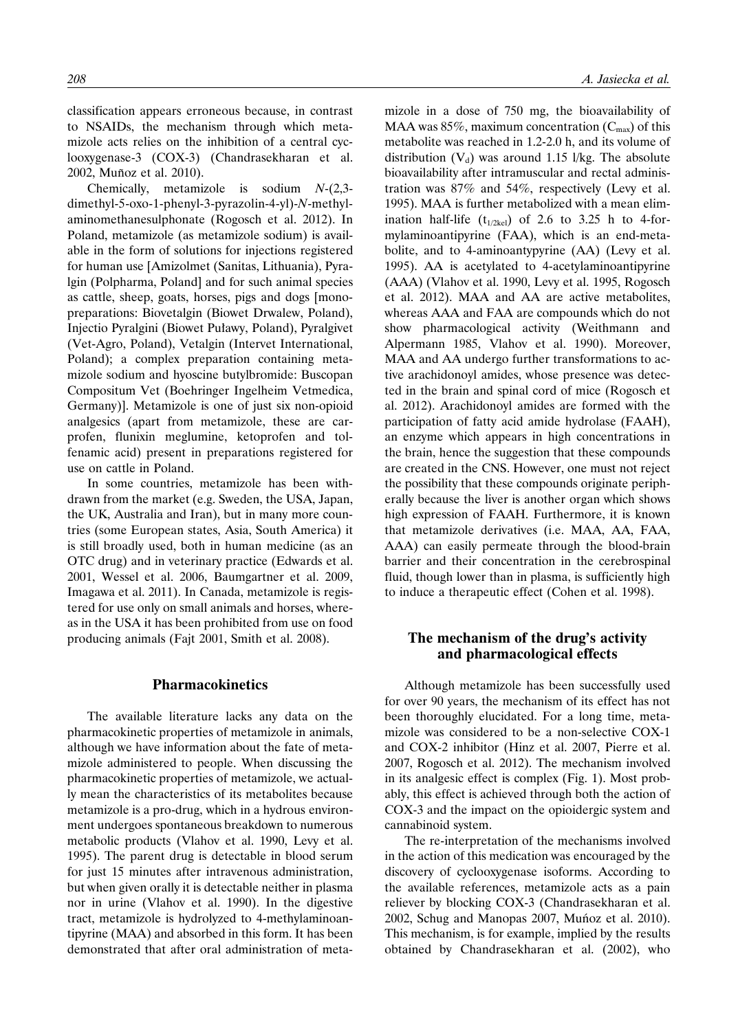classification appears erroneous because, in contrast to NSAIDs, the mechanism through which metamizole acts relies on the inhibition of a central cyclooxygenase-3 (COX-3) (Chandrasekharan et al. 2002, Muñoz et al. 2010).

Chemically, metamizole is sodium *N*-(2,3-dimethyl-5-oxo-1-phenyl-3-pyrazolin-4-yl)-*N*-methylaminomethanesulphonate (Rogosch et al. 2012). In Poland, metamizole (as metamizole sodium) is available in the form of solutions for injections registered for human use [Amizolmet (Sanitas, Lithuania), Pyralgin (Polpharma, Poland] and for such animal species as cattle, sheep, goats, horses, pigs and dogs [monopreparations: Biovetalgin (Biowet Drwalew, Poland), Injectio Pyralgini (Biowet Puławy, Poland), Pyralgivet (Vet-Agro, Poland), Vetalgin (Intervet International, Poland); a complex preparation containing metamizole sodium and hyoscine butylbromide: Buscopan Compositum Vet (Boehringer Ingelheim Vetmedica, Germany)]. Metamizole is one of just six non-opioid analgesics (apart from metamizole, these are carprofen, flunixin meglumine, ketoprofen and tolfenamic acid) present in preparations registered for use on cattle in Poland.

In some countries, metamizole has been withdrawn from the market (e.g. Sweden, the USA, Japan, the UK, Australia and Iran), but in many more countries (some European states, Asia, South America) it is still broadly used, both in human medicine (as an OTC drug) and in veterinary practice (Edwards et al. 2001, Wessel et al. 2006, Baumgartner et al. 2009, Imagawa et al. 2011). In Canada, metamizole is registered for use only on small animals and horses, whereas in the USA it has been prohibited from use on food producing animals (Fajt 2001, Smith et al. 2008).

## Pharmacokinetics

The available literature lacks any data on the pharmacokinetic properties of metamizole in animals, although we have information about the fate of metamizole administered to people. When discussing the pharmacokinetic properties of metamizole, we actually mean the characteristics of its metabolites because metamizole is a pro-drug, which in a hydrous environment undergoes spontaneous breakdown to numerous metabolic products (Vlahov et al. 1990, Levy et al. 1995). The parent drug is detectable in blood serum for just 15 minutes after intravenous administration, but when given orally it is detectable neither in plasma nor in urine (Vlahov et al. 1990). In the digestive tract, metamizole is hydrolyzed to 4-methylaminoantipyrine (MAA) and absorbed in this form. It has been demonstrated that after oral administration of metamizole in a dose of 750 mg, the bioavailability of MAA was 85%, maximum concentration ($C_{max}$) of this metabolite was reached in 1.2-2.0 h, and its volume of distribution ($V_d$) was around 1.15 l/kg. The absolute bioavailability after intramuscular and rectal administration was 87% and 54%, respectively (Levy et al. 1995). MAA is further metabolized with a mean elimination half-life ($t_{1/2kel}$) of 2.6 to 3.25 h to 4-formylaminoantipyrine (FAA), which is an end-metabolite, and to 4-aminoantypyrine (AA) (Levy et al. 1995). AA is acetylated to 4-acetylaminoantipyrine (AAA) (Vlahov et al. 1990, Levy et al. 1995, Rogosch et al. 2012). MAA and AA are active metabolites, whereas AAA and FAA are compounds which do not show pharmacological activity (Weithmann and Alpermann 1985, Vlahov et al. 1990). Moreover, MAA and AA undergo further transformations to active arachidonoyl amides, whose presence was detected in the brain and spinal cord of mice (Rogosch et al. 2012). Arachidonoyl amides are formed with the participation of fatty acid amide hydrolase (FAAH), an enzyme which appears in high concentrations in the brain, hence the suggestion that these compounds are created in the CNS. However, one must not reject the possibility that these compounds originate peripherally because the liver is another organ which shows high expression of FAAH. Furthermore, it is known that metamizole derivatives (i.e. MAA, AA, FAA, AAA) can easily permeate through the blood-brain barrier and their concentration in the cerebrospinal fluid, though lower than in plasma, is sufficiently high to induce a therapeutic effect (Cohen et al. 1998).

## The mechanism of the drug's activity and pharmacological effects

Although metamizole has been successfully used for over 90 years, the mechanism of its effect has not been thoroughly elucidated. For a long time, metamizole was considered to be a non-selective COX-1 and COX-2 inhibitor (Hinz et al. 2007, Pierre et al. 2007, Rogosch et al. 2012). The mechanism involved in its analgesic effect is complex (Fig. 1). Most probably, this effect is achieved through both the action of COX-3 and the impact on the opioidergic system and cannabinoid system.

The re-interpretation of the mechanisms involved in the action of this medication was encouraged by the discovery of cyclooxygenase isoforms. According to the available references, metamizole acts as a pain reliever by blocking COX-3 (Chandrasekharan et al. 2002, Schug and Manopas 2007, Muńoz et al. 2010). This mechanism, is for example, implied by the results obtained by Chandrasekharan et al. (2002), who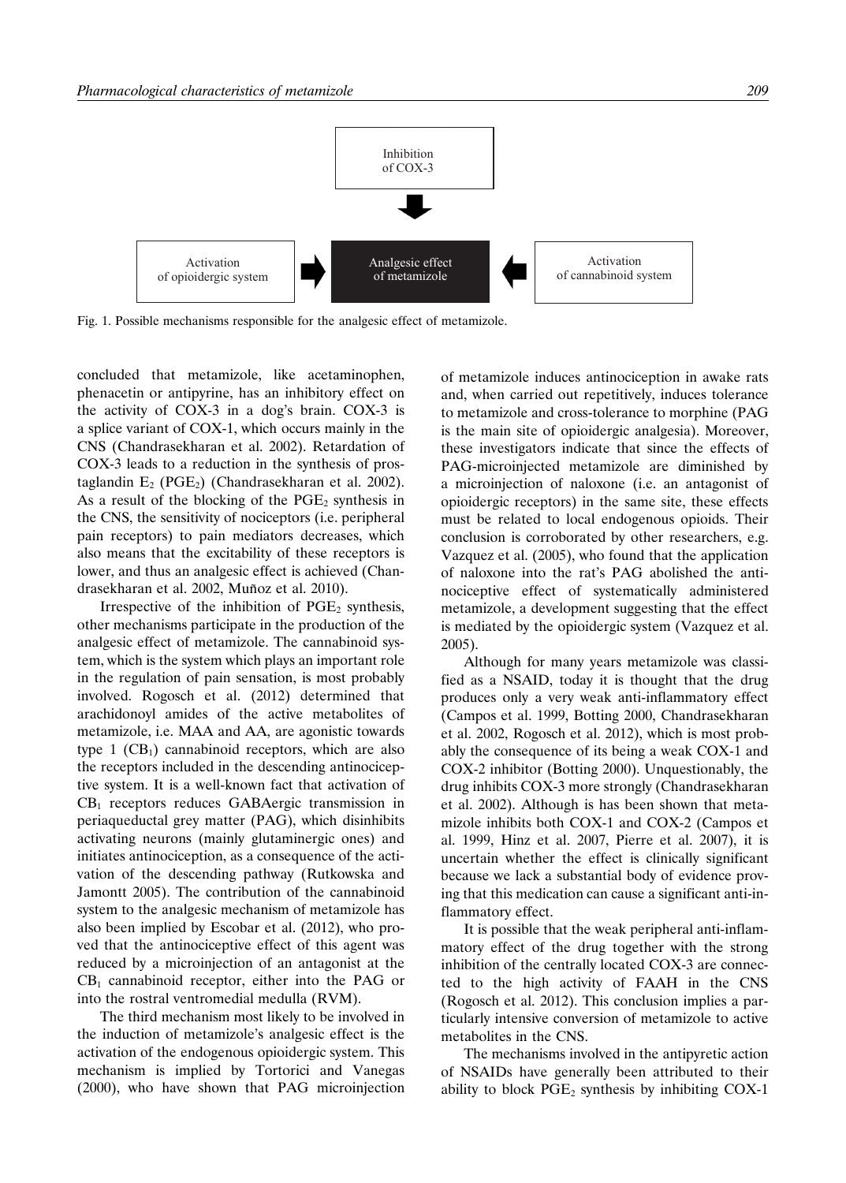Inhibition of COX-3

Activation of opioidergic system

Analgesic effect of metamizole

Activation of cannabinoid system

Fig. 1. Possible mechanisms responsible for the analgesic effect of metamizole.

concluded that metamizole, like acetaminophen, phenacetin or antipyrine, has an inhibitory effect on the activity of COX-3 in a dog's brain. COX-3 is a splice variant of COX-1, which occurs mainly in the CNS (Chandrasekharan et al. 2002). Retardation of COX-3 leads to a reduction in the synthesis of prostaglandin $E_2$ ($PGE_2$) (Chandrasekharan et al. 2002). As a result of the blocking of the $PGE_2$ synthesis in the CNS, the sensitivity of nociceptors (i.e. peripheral pain receptors) to pain mediators decreases, which also means that the excitability of these receptors is lower, and thus an analgesic effect is achieved (Chandrasekharan et al. 2002, Muñoz et al. 2010).

Irrespective of the inhibition of $PGE_2$ synthesis, other mechanisms participate in the production of the analgesic effect of metamizole. The cannabinoid system, which is the system which plays an important role in the regulation of pain sensation, is most probably involved. Rogosch et al. (2012) determined that arachidonoyl amides of the active metabolites of metamizole, i.e. MAA and AA, are agonistic towards type 1 ($CB_1$) cannabinoid receptors, which are also the receptors included in the descending antinociceptive system. It is a well-known fact that activation of $CB_1$ receptors reduces GABAergic transmission in periaqueductal grey matter (PAG), which disinhibits activating neurons (mainly glutaminergic ones) and initiates antinociception, as a consequence of the activation of the descending pathway (Rutkowska and Jamontt 2005). The contribution of the cannabinoid system to the analgesic mechanism of metamizole has also been implied by Escobar et al. (2012), who proved that the antinociceptive effect of this agent was reduced by a microinjection of an antagonist at the $CB_1$ cannabinoid receptor, either into the PAG or into the rostral ventromedial medulla (RVM).

The third mechanism most likely to be involved in the induction of metamizole's analgesic effect is the activation of the endogenous opioidergic system. This mechanism is implied by Tortorici and Vanegas (2000), who have shown that PAG microinjection of metamizole induces antinociception in awake rats and, when carried out repetitively, induces tolerance to metamizole and cross-tolerance to morphine (PAG is the main site of opioidergic analgesia). Moreover, these investigators indicate that since the effects of PAG-microinjected metamizole are diminished by a microinjection of naloxone (i.e. an antagonist of opioidergic receptors) in the same site, these effects must be related to local endogenous opioids. Their conclusion is corroborated by other researchers, e.g. Vazquez et al. (2005), who found that the application of naloxone into the rat's PAG abolished the antinociceptive effect of systematically administered metamizole, a development suggesting that the effect is mediated by the opioidergic system (Vazquez et al. 2005).

Although for many years metamizole was classified as a NSAID, today it is thought that the drug produces only a very weak anti-inflammatory effect (Campos et al. 1999, Botting 2000, Chandrasekharan et al. 2002, Rogosch et al. 2012), which is most probably the consequence of its being a weak COX-1 and COX-2 inhibitor (Botting 2000). Unquestionably, the drug inhibits COX-3 more strongly (Chandrasekharan et al. 2002). Although is has been shown that metamizole inhibits both COX-1 and COX-2 (Campos et al. 1999, Hinz et al. 2007, Pierre et al. 2007), it is uncertain whether the effect is clinically significant because we lack a substantial body of evidence proving that this medication can cause a significant anti-inflammatory effect.

It is possible that the weak peripheral anti-inflammatory effect of the drug together with the strong inhibition of the centrally located COX-3 are connected to the high activity of FAAH in the CNS (Rogosch et al. 2012). This conclusion implies a particularly intensive conversion of metamizole to active metabolites in the CNS.

The mechanisms involved in the antipyretic action of NSAIDs have generally been attributed to their ability to block $PGE_2$ synthesis by inhibiting COX-1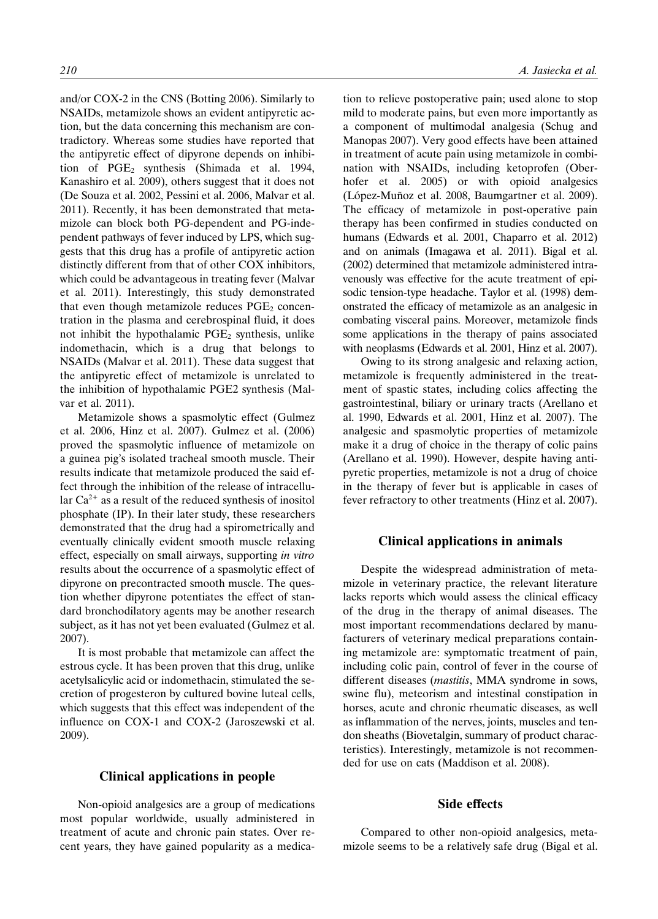and/or COX-2 in the CNS (Botting 2006). Similarly to NSAIDs, metamizole shows an evident antipyretic action, but the data concerning this mechanism are contradictory. Whereas some studies have reported that the antipyretic effect of dipyrone depends on inhibition of $PGE_2$ synthesis (Shimada et al. 1994, Kanashiro et al. 2009), others suggest that it does not (De Souza et al. 2002, Pessini et al. 2006, Malvar et al. 2011). Recently, it has been demonstrated that metamizole can block both PG-dependent and PG-independent pathways of fever induced by LPS, which suggests that this drug has a profile of antipyretic action distinctly different from that of other COX inhibitors, which could be advantageous in treating fever (Malvar et al. 2011). Interestingly, this study demonstrated that even though metamizole reduces $PGE_2$ concentration in the plasma and cerebrospinal fluid, it does not inhibit the hypothalamic $PGE_2$ synthesis, unlike indomethacin, which is a drug that belongs to NSAIDs (Malvar et al. 2011). These data suggest that the antipyretic effect of metamizole is unrelated to the inhibition of hypothalamic PGE2 synthesis (Malvar et al. 2011).

Metamizole shows a spasmolytic effect (Gulmez et al. 2006, Hinz et al. 2007). Gulmez et al. (2006) proved the spasmolytic influence of metamizole on a guinea pig's isolated tracheal smooth muscle. Their results indicate that metamizole produced the said effect through the inhibition of the release of intracellular $Ca^{2+}$ as a result of the reduced synthesis of inositol phosphate (IP). In their later study, these researchers demonstrated that the drug had a spirometrically and eventually clinically evident smooth muscle relaxing effect, especially on small airways, supporting *in vitro* results about the occurrence of a spasmolytic effect of dipyrone on precontracted smooth muscle. The question whether dipyrone potentiates the effect of standard bronchodilatory agents may be another research subject, as it has not yet been evaluated (Gulmez et al. 2007).

It is most probable that metamizole can affect the estrous cycle. It has been proven that this drug, unlike acetylsalicylic acid or indomethacin, stimulated the secretion of progesteron by cultured bovine luteal cells, which suggests that this effect was independent of the influence on COX-1 and COX-2 (Jaroszewski et al. 2009).

## Clinical applications in people

Non-opioid analgesics are a group of medications most popular worldwide, usually administered in treatment of acute and chronic pain states. Over recent years, they have gained popularity as a medication to relieve postoperative pain; used alone to stop mild to moderate pains, but even more importantly as a component of multimodal analgesia (Schug and Manopas 2007). Very good effects have been attained in treatment of acute pain using metamizole in combination with NSAIDs, including ketoprofen (Oberhofer et al. 2005) or with opioid analgesics (López-Muñoz et al. 2008, Baumgartner et al. 2009). The efficacy of metamizole in post-operative pain therapy has been confirmed in studies conducted on humans (Edwards et al. 2001, Chaparro et al. 2012) and on animals (Imagawa et al. 2011). Bigal et al. (2002) determined that metamizole administered intravenously was effective for the acute treatment of episodic tension-type headache. Taylor et al. (1998) demonstrated the efficacy of metamizole as an analgesic in combating visceral pains. Moreover, metamizole finds some applications in the therapy of pains associated with neoplasms (Edwards et al. 2001, Hinz et al. 2007).

Owing to its strong analgesic and relaxing action, metamizole is frequently administered in the treatment of spastic states, including colics affecting the gastrointestinal, biliary or urinary tracts (Arellano et al. 1990, Edwards et al. 2001, Hinz et al. 2007). The analgesic and spasmolytic properties of metamizole make it a drug of choice in the therapy of colic pains (Arellano et al. 1990). However, despite having antipyretic properties, metamizole is not a drug of choice in the therapy of fever but is applicable in cases of fever refractory to other treatments (Hinz et al. 2007).

## Clinical applications in animals

Despite the widespread administration of metamizole in veterinary practice, the relevant literature lacks reports which would assess the clinical efficacy of the drug in the therapy of animal diseases. The most important recommendations declared by manufacturers of veterinary medical preparations containing metamizole are: symptomatic treatment of pain, including colic pain, control of fever in the course of different diseases (*mastitis*, MMA syndrome in sows, swine flu), meteorism and intestinal constipation in horses, acute and chronic rheumatic diseases, as well as inflammation of the nerves, joints, muscles and tendon sheaths (Biovetalgin, summary of product characteristics). Interestingly, metamizole is not recommended for use on cats (Maddison et al. 2008).

## Side effects

Compared to other non-opioid analgesics, metamizole seems to be a relatively safe drug (Bigal et al.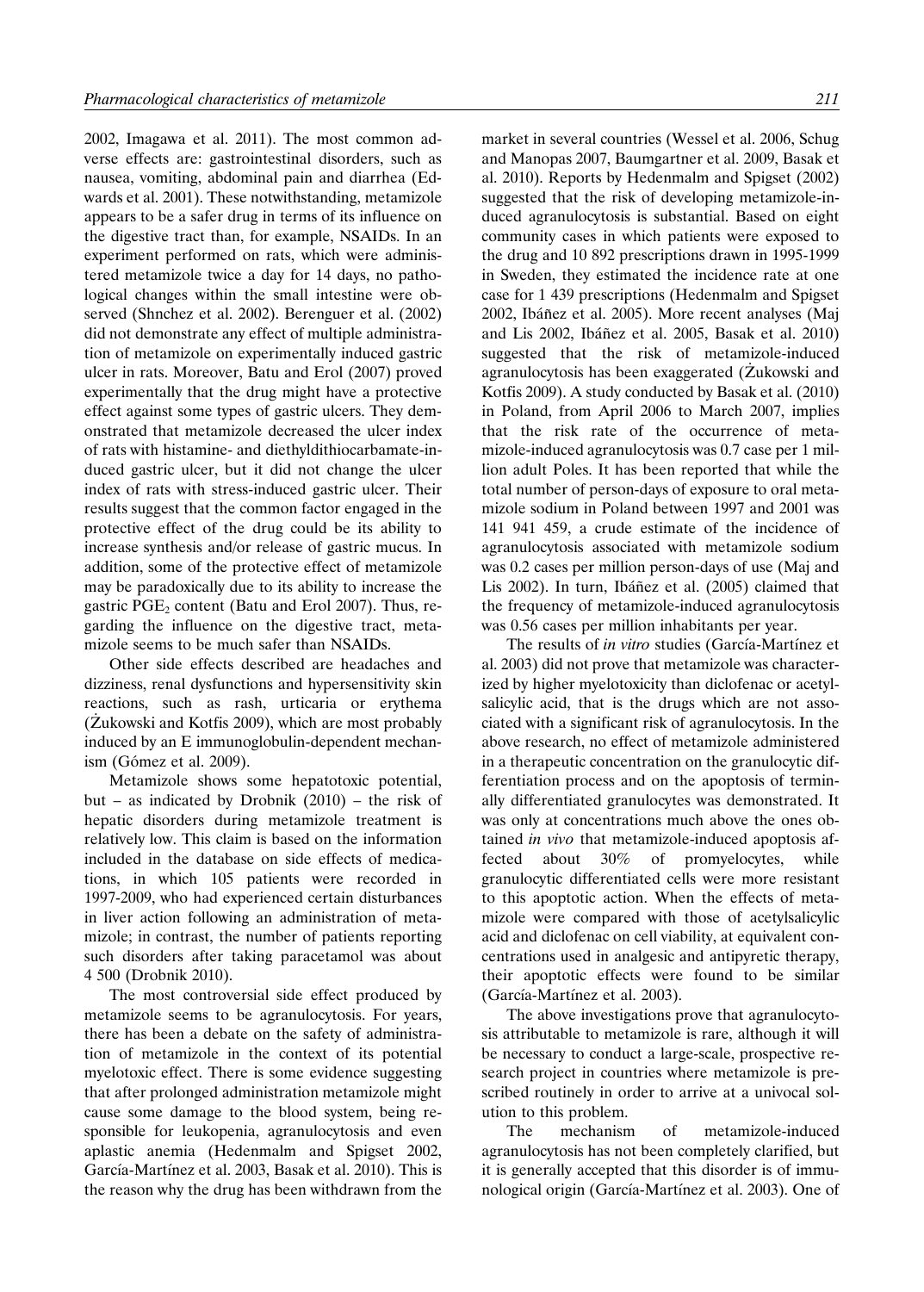2002, Imagawa et al. 2011). The most common adverse effects are: gastrointestinal disorders, such as nausea, vomiting, abdominal pain and diarrhea (Edwards et al. 2001). These notwithstanding, metamizole appears to be a safer drug in terms of its influence on the digestive tract than, for example, NSAIDs. In an experiment performed on rats, which were administered metamizole twice a day for 14 days, no pathological changes within the small intestine were observed (Shnchez et al. 2002). Berenguer et al. (2002) did not demonstrate any effect of multiple administration of metamizole on experimentally induced gastric ulcer in rats. Moreover, Batu and Erol (2007) proved experimentally that the drug might have a protective effect against some types of gastric ulcers. They demonstrated that metamizole decreased the ulcer index of rats with histamine- and diethyldithiocarbamate-induced gastric ulcer, but it did not change the ulcer index of rats with stress-induced gastric ulcer. Their results suggest that the common factor engaged in the protective effect of the drug could be its ability to increase synthesis and/or release of gastric mucus. In addition, some of the protective effect of metamizole may be paradoxically due to its ability to increase the gastric $PGE_2$ content (Batu and Erol 2007). Thus, regarding the influence on the digestive tract, metamizole seems to be much safer than NSAIDs.

Other side effects described are headaches and dizziness, renal dysfunctions and hypersensitivity skin reactions, such as rash, urticaria or erythema (Żukowski and Kotfis 2009), which are most probably induced by an E immunoglobulin-dependent mechanism (Gómez et al. 2009).

Metamizole shows some hepatotoxic potential, but – as indicated by Drobnik (2010) – the risk of hepatic disorders during metamizole treatment is relatively low. This claim is based on the information included in the database on side effects of medications, in which 105 patients were recorded in 1997-2009, who had experienced certain disturbances in liver action following an administration of metamizole; in contrast, the number of patients reporting such disorders after taking paracetamol was about 4 500 (Drobnik 2010).

The most controversial side effect produced by metamizole seems to be agranulocytosis. For years, there has been a debate on the safety of administration of metamizole in the context of its potential myelotoxic effect. There is some evidence suggesting that after prolonged administration metamizole might cause some damage to the blood system, being responsible for leukopenia, agranulocytosis and even aplastic anemia (Hedenmalm and Spigset 2002, García-Martínez et al. 2003, Basak et al. 2010). This is the reason why the drug has been withdrawn from the market in several countries (Wessel et al. 2006, Schug and Manopas 2007, Baumgartner et al. 2009, Basak et al. 2010). Reports by Hedenmalm and Spigset (2002) suggested that the risk of developing metamizole-induced agranulocytosis is substantial. Based on eight community cases in which patients were exposed to the drug and 10 892 prescriptions drawn in 1995-1999 in Sweden, they estimated the incidence rate at one case for 1 439 prescriptions (Hedenmalm and Spigset 2002, Ibáñez et al. 2005). More recent analyses (Maj and Lis 2002, Ibáñez et al. 2005, Basak et al. 2010) suggested that the risk of metamizole-induced agranulocytosis has been exaggerated (Żukowski and Kotfis 2009). A study conducted by Basak et al. (2010) in Poland, from April 2006 to March 2007, implies that the risk rate of the occurrence of metamizole-induced agranulocytosis was 0.7 case per 1 million adult Poles. It has been reported that while the total number of person-days of exposure to oral metamizole sodium in Poland between 1997 and 2001 was 141 941 459, a crude estimate of the incidence of agranulocytosis associated with metamizole sodium was 0.2 cases per million person-days of use (Maj and Lis 2002). In turn, Ibáñez et al. (2005) claimed that the frequency of metamizole-induced agranulocytosis was 0.56 cases per million inhabitants per year.

The results of *in vitro* studies (García-Martínez et al. 2003) did not prove that metamizole was characterized by higher myelotoxicity than diclofenac or acetylsalicylic acid, that is the drugs which are not associated with a significant risk of agranulocytosis. In the above research, no effect of metamizole administered in a therapeutic concentration on the granulocytic differentiation process and on the apoptosis of terminally differentiated granulocytes was demonstrated. It was only at concentrations much above the ones obtained *in vivo* that metamizole-induced apoptosis affected about 30% of promyelocytes, while granulocytic differentiated cells were more resistant to this apoptotic action. When the effects of metamizole were compared with those of acetylsalicylic acid and diclofenac on cell viability, at equivalent concentrations used in analgesic and antipyretic therapy, their apoptotic effects were found to be similar (García-Martínez et al. 2003).

The above investigations prove that agranulocytosis attributable to metamizole is rare, although it will be necessary to conduct a large-scale, prospective research project in countries where metamizole is prescribed routinely in order to arrive at a univocal solution to this problem.

The mechanism of metamizole-induced agranulocytosis has not been completely clarified, but it is generally accepted that this disorder is of immunological origin (García-Martínez et al. 2003). One of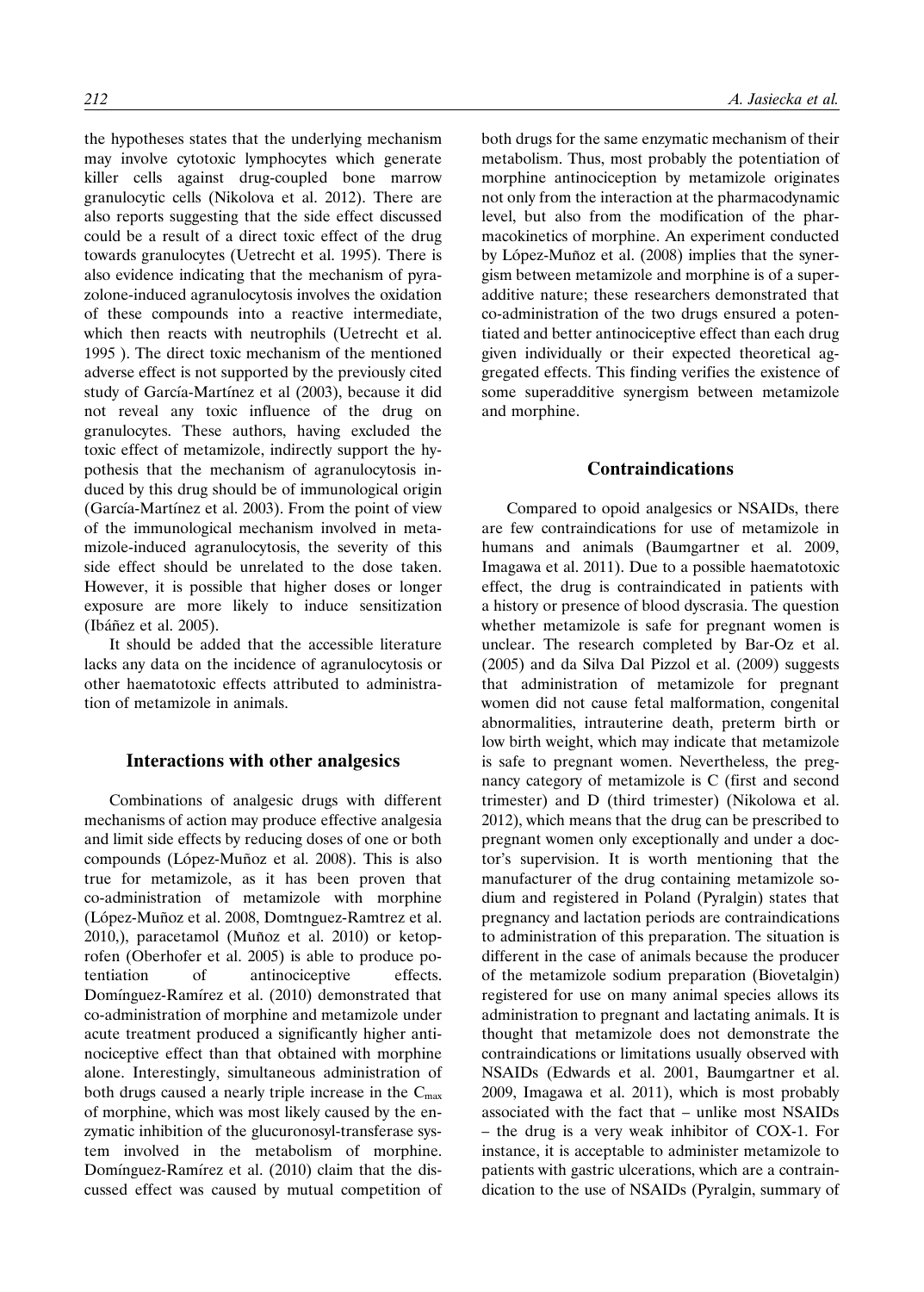the hypotheses states that the underlying mechanism may involve cytotoxic lymphocytes which generate killer cells against drug-coupled bone marrow granulocytic cells (Nikolova et al. 2012). There are also reports suggesting that the side effect discussed could be a result of a direct toxic effect of the drug towards granulocytes (Uetrecht et al. 1995). There is also evidence indicating that the mechanism of pyrazolone-induced agranulocytosis involves the oxidation of these compounds into a reactive intermediate, which then reacts with neutrophils (Uetrecht et al. 1995 ). The direct toxic mechanism of the mentioned adverse effect is not supported by the previously cited study of García-Martínez et al (2003), because it did not reveal any toxic influence of the drug on granulocytes. These authors, having excluded the toxic effect of metamizole, indirectly support the hypothesis that the mechanism of agranulocytosis induced by this drug should be of immunological origin (García-Martínez et al. 2003). From the point of view of the immunological mechanism involved in metamizole-induced agranulocytosis, the severity of this side effect should be unrelated to the dose taken. However, it is possible that higher doses or longer exposure are more likely to induce sensitization (Ibáñez et al. 2005).

It should be added that the accessible literature lacks any data on the incidence of agranulocytosis or other haematotoxic effects attributed to administration of metamizole in animals.

## Interactions with other analgesics

Combinations of analgesic drugs with different mechanisms of action may produce effective analgesia and limit side effects by reducing doses of one or both compounds (López-Muñoz et al. 2008). This is also true for metamizole, as it has been proven that co-administration of metamizole with morphine (López-Muñoz et al. 2008, Domtnguez-Ramtrez et al. 2010,), paracetamol (Muñoz et al. 2010) or ketoprofen (Oberhofer et al. 2005) is able to produce potentiation of antinociceptive effects. Domínguez-Ramírez et al. (2010) demonstrated that co-administration of morphine and metamizole under acute treatment produced a significantly higher antinociceptive effect than that obtained with morphine alone. Interestingly, simultaneous administration of both drugs caused a nearly triple increase in the $C_{max}$ of morphine, which was most likely caused by the enzymatic inhibition of the glucuronosyl-transferase system involved in the metabolism of morphine. Domínguez-Ramírez et al. (2010) claim that the discussed effect was caused by mutual competition of both drugs for the same enzymatic mechanism of their metabolism. Thus, most probably the potentiation of morphine antinociception by metamizole originates not only from the interaction at the pharmacodynamic level, but also from the modification of the pharmacokinetics of morphine. An experiment conducted by López-Muñoz et al. (2008) implies that the synergism between metamizole and morphine is of a superadditive nature; these researchers demonstrated that co-administration of the two drugs ensured a potentiated and better antinociceptive effect than each drug given individually or their expected theoretical aggregated effects. This finding verifies the existence of some superadditive synergism between metamizole and morphine.

## Contraindications

Compared to opoid analgesics or NSAIDs, there are few contraindications for use of metamizole in humans and animals (Baumgartner et al. 2009, Imagawa et al. 2011). Due to a possible haematotoxic effect, the drug is contraindicated in patients with a history or presence of blood dyscrasia. The question whether metamizole is safe for pregnant women is unclear. The research completed by Bar-Oz et al. (2005) and da Silva Dal Pizzol et al. (2009) suggests that administration of metamizole for pregnant women did not cause fetal malformation, congenital abnormalities, intrauterine death, preterm birth or low birth weight, which may indicate that metamizole is safe to pregnant women. Nevertheless, the pregnancy category of metamizole is C (first and second trimester) and D (third trimester) (Nikolowa et al. 2012), which means that the drug can be prescribed to pregnant women only exceptionally and under a doctor's supervision. It is worth mentioning that the manufacturer of the drug containing metamizole sodium and registered in Poland (Pyralgin) states that pregnancy and lactation periods are contraindications to administration of this preparation. The situation is different in the case of animals because the producer of the metamizole sodium preparation (Biovetalgin) registered for use on many animal species allows its administration to pregnant and lactating animals. It is thought that metamizole does not demonstrate the contraindications or limitations usually observed with NSAIDs (Edwards et al. 2001, Baumgartner et al. 2009, Imagawa et al. 2011), which is most probably associated with the fact that – unlike most NSAIDs – the drug is a very weak inhibitor of COX-1. For instance, it is acceptable to administer metamizole to patients with gastric ulcerations, which are a contraindication to the use of NSAIDs (Pyralgin, summary of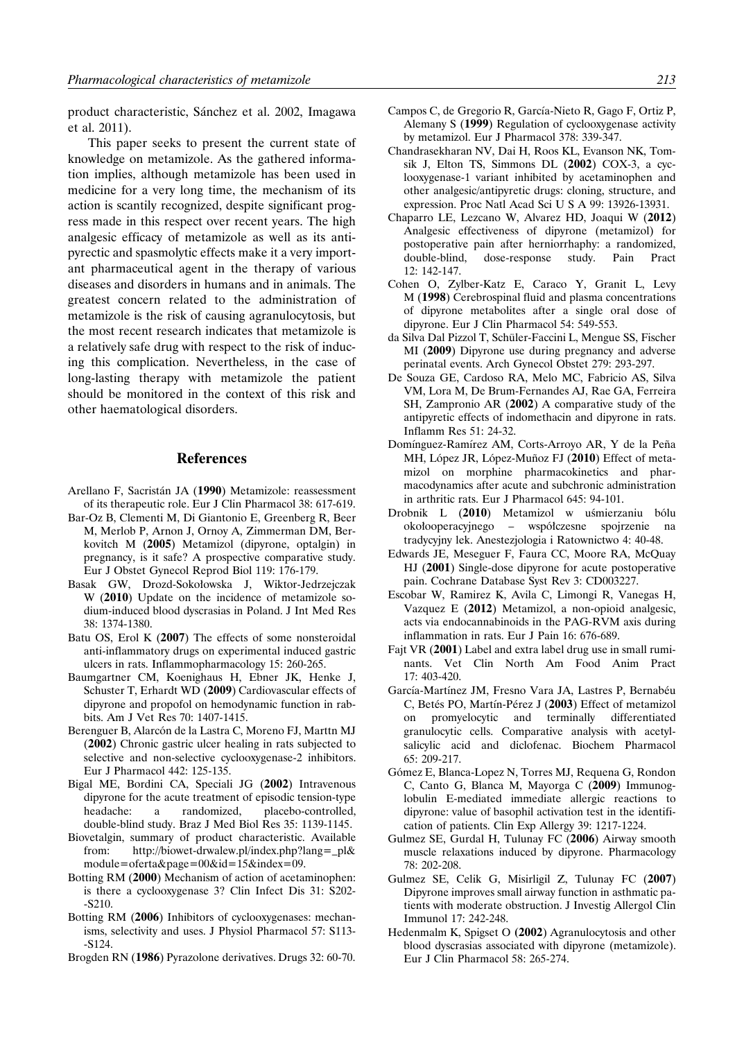product characteristic, Sánchez et al. 2002, Imagawa et al. 2011).

This paper seeks to present the current state of knowledge on metamizole. As the gathered information implies, although metamizole has been used in medicine for a very long time, the mechanism of its action is scantily recognized, despite significant progress made in this respect over recent years. The high analgesic efficacy of metamizole as well as its antipyrectic and spasmolytic effects make it a very important pharmaceutical agent in the therapy of various diseases and disorders in humans and in animals. The greatest concern related to the administration of metamizole is the risk of causing agranulocytosis, but the most recent research indicates that metamizole is a relatively safe drug with respect to the risk of inducing this complication. Nevertheless, in the case of long-lasting therapy with metamizole the patient should be monitored in the context of this risk and other haematological disorders.

## References

Arellano F, Sacristán JA (**1990**) Metamizole: reassessment of its therapeutic role. Eur J Clin Pharmacol 38: 617-619.

Bar-Oz B, Clementi M, Di Giantonio E, Greenberg R, Beer M, Merlob P, Arnon J, Ornoy A, Zimmerman DM, Berkovitch M (**2005**) Metamizol (dipyrone, optalgin) in pregnancy, is it safe? A prospective comparative study. Eur J Obstet Gynecol Reprod Biol 119: 176-179.

Basak GW, Drozd-Sokołowska J, Wiktor-Jedrzejczak W (**2010**) Update on the incidence of metamizole sodium-induced blood dyscrasias in Poland. J Int Med Res 38: 1374-1380.

Batu OS, Erol K (**2007**) The effects of some nonsteroidal anti-inflammatory drugs on experimental induced gastric ulcers in rats. Inflammopharmacology 15: 260-265.

Baumgartner CM, Koenighaus H, Ebner JK, Henke J, Schuster T, Erhardt WD (**2009**) Cardiovascular effects of dipyrone and propofol on hemodynamic function in rabbits. Am J Vet Res 70: 1407-1415.

Berenguer B, Alarcón de la Lastra C, Moreno FJ, Marttn MJ (**2002**) Chronic gastric ulcer healing in rats subjected to selective and non-selective cyclooxygenase-2 inhibitors. Eur J Pharmacol 442: 125-135.

Bigal ME, Bordini CA, Speciali JG (**2002**) Intravenous dipyrone for the acute treatment of episodic tension-type headache: a randomized, placebo-controlled, double-blind study. Braz J Med Biol Res 35: 1139-1145.

Biovetalgin, summary of product characteristic. Available from: http://biowet-drwalew.pl/index.php?lang=_pl&module=oferta&page=00&id=15&index=09.

Botting RM (**2000**) Mechanism of action of acetaminophen: is there a cyclooxygenase 3? Clin Infect Dis 31: S202-S210.

Botting RM (**2006**) Inhibitors of cyclooxygenases: mechanisms, selectivity and uses. J Physiol Pharmacol 57: S113-S124.

Brogden RN (**1986**) Pyrazolone derivatives. Drugs 32: 60-70.

Campos C, de Gregorio R, García-Nieto R, Gago F, Ortiz P, Alemany S (**1999**) Regulation of cyclooxygenase activity by metamizol. Eur J Pharmacol 378: 339-347.

Chandrasekharan NV, Dai H, Roos KL, Evanson NK, Tomsik J, Elton TS, Simmons DL (**2002**) COX-3, a cyclooxygenase-1 variant inhibited by acetaminophen and other analgesic/antipyretic drugs: cloning, structure, and expression. Proc Natl Acad Sci U S A 99: 13926-13931.

Chaparro LE, Lezcano W, Alvarez HD, Joaqui W (**2012**) Analgesic effectiveness of dipyrone (metamizol) for postoperative pain after herniorrhaphy: a randomized, double-blind, dose-response study. Pain Pract 12: 142-147.

Cohen O, Zylber-Katz E, Caraco Y, Granit L, Levy M (**1998**) Cerebrospinal fluid and plasma concentrations of dipyrone metabolites after a single oral dose of dipyrone. Eur J Clin Pharmacol 54: 549-553.

da Silva Dal Pizzol T, Schüler-Faccini L, Mengue SS, Fischer MI (**2009**) Dipyrone use during pregnancy and adverse perinatal events. Arch Gynecol Obstet 279: 293-297.

De Souza GE, Cardoso RA, Melo MC, Fabricio AS, Silva VM, Lora M, De Brum-Fernandes AJ, Rae GA, Ferreira SH, Zampronio AR (**2002**) A comparative study of the antipyretic effects of indomethacin and dipyrone in rats. Inflamm Res 51: 24-32.

Domínguez-Ramírez AM, Corts-Arroyo AR, Y de la Peña MH, López JR, López-Muñoz FJ (**2010**) Effect of metamizol on morphine pharmacokinetics and pharmacodynamics after acute and subchronic administration in arthritic rats. Eur J Pharmacol 645: 94-101.

Drobnik L (**2010**) Metamizol w uśmierzaniu bólu okołooperacyjnego – współczesne spojrzenie na tradycyjny lek. Anestezjologia i Ratownictwo 4: 40-48.

Edwards JE, Meseguer F, Faura CC, Moore RA, McQuay HJ (**2001**) Single-dose dipyrone for acute postoperative pain. Cochrane Database Syst Rev 3: CD003227.

Escobar W, Ramirez K, Avila C, Limongi R, Vanegas H, Vazquez E (**2012**) Metamizol, a non-opioid analgesic, acts via endocannabinoids in the PAG-RVM axis during inflammation in rats. Eur J Pain 16: 676-689.

Fajt VR (**2001**) Label and extra label drug use in small ruminants. Vet Clin North Am Food Anim Pract 17: 403-420.

García-Martínez JM, Fresno Vara JA, Lastres P, Bernabéu C, Betés PO, Martín-Pérez J (**2003**) Effect of metamizol on promyelocytic and terminally differentiated granulocytic cells. Comparative analysis with acetylsalicylic acid and diclofenac. Biochem Pharmacol 65: 209-217.

Gómez E, Blanca-Lopez N, Torres MJ, Requena G, Rondon C, Canto G, Blanca M, Mayorga C (**2009**) Immunoglobulin E-mediated immediate allergic reactions to dipyrone: value of basophil activation test in the identification of patients. Clin Exp Allergy 39: 1217-1224.

Gulmez SE, Gurdal H, Tulunay FC (**2006**) Airway smooth muscle relaxations induced by dipyrone. Pharmacology 78: 202-208.

Gulmez SE, Celik G, Misirligil Z, Tulunay FC (**2007**) Dipyrone improves small airway function in asthmatic patients with moderate obstruction. J Investig Allergol Clin Immunol 17: 242-248.

Hedenmalm K, Spigset O (**2002**) Agranulocytosis and other blood dyscrasias associated with dipyrone (metamizole). Eur J Clin Pharmacol 58: 265-274.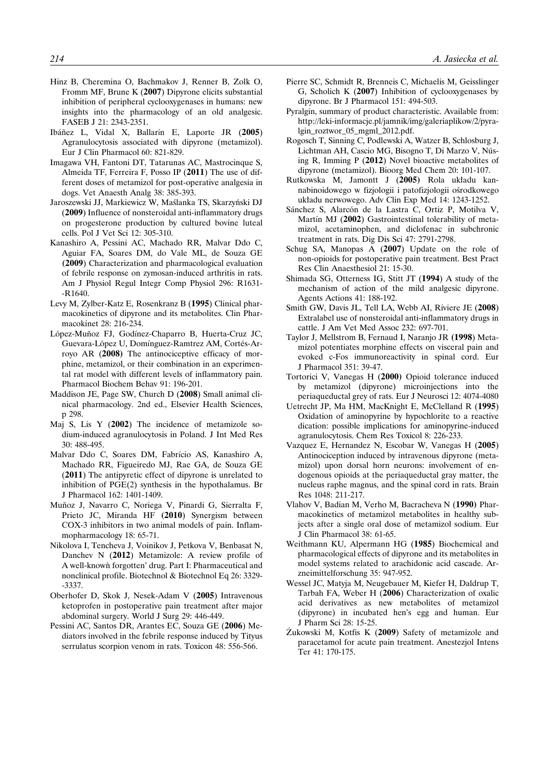Hinz B, Cheremina O, Bachmakov J, Renner B, Zolk O, Fromm MF, Brune K (**2007**) Dipyrone elicits substantial inhibition of peripheral cyclooxygenases in humans: new insights into the pharmacology of an old analgesic. FASEB J 21: 2343-2351.

Ibáñez L, Vidal X, Ballarín E, Laporte JR (**2005**) Agranulocytosis associated with dipyrone (metamizol). Eur J Clin Pharmacol 60: 821-829.

Imagawa VH, Fantoni DT, Tatarunas AC, Mastrocinque S, Almeida TF, Ferreira F, Posso IP (**2011**) The use of different doses of metamizol for post-operative analgesia in dogs. Vet Anaesth Analg 38: 385-393.

Jaroszewski JJ, Markiewicz W, Maślanka TS, Skarzyński DJ (**2009**) Influence of nonsteroidal anti-inflammatory drugs on progesterone production by cultured bovine luteal cells. Pol J Vet Sci 12: 305-310.

Kanashiro A, Pessini AC, Machado RR, Malvar Ddo C, Aguiar FA, Soares DM, do Vale ML, de Souza GE (**2009**) Characterization and pharmacological evaluation of febrile response on zymosan-induced arthritis in rats. Am J Physiol Regul Integr Comp Physiol 296: R1631--R1640.

Levy M, Zylber-Katz E, Rosenkranz B (**1995**) Clinical pharmacokinetics of dipyrone and its metabolites. Clin Pharmacokinet 28: 216-234.

López-Muñoz FJ, Godínez-Chaparro B, Huerta-Cruz JC, Guevara-López U, Domínguez-Ramtrez AM, Cortés-Arroyo AR (**2008**) The antinociceptive efficacy of morphine, metamizol, or their combination in an experimental rat model with different levels of inflammatory pain. Pharmacol Biochem Behav 91: 196-201.

Maddison JE, Page SW, Church D (**2008**) Small animal clinical pharmacology. 2nd ed., Elsevier Health Sciences, p 298.

Maj S, Lis Y (**2002**) The incidence of metamizole sodium-induced agranulocytosis in Poland. J Int Med Res 30: 488-495.

Malvar Ddo C, Soares DM, Fabrício AS, Kanashiro A, Machado RR, Figueiredo MJ, Rae GA, de Souza GE (**2011**) The antipyretic effect of dipyrone is unrelated to inhibition of PGE(2) synthesis in the hypothalamus. Br J Pharmacol 162: 1401-1409.

Muñoz J, Navarro C, Noriega V, Pinardi G, Sierralta F, Prieto JC, Miranda HF (**2010**) Synergism between COX-3 inhibitors in two animal models of pain. Inflammopharmacology 18: 65-71.

Nikolova I, Tencheva J, Voinikov J, Petkova V, Benbasat N, Danchev N (**2012**) Metamizole: A review profile of A well-knowǹ forgotten' drug. Part I: Pharmaceutical and nonclinical profile. Biotechnol & Biotechnol Eq 26: 3329--3337.

Oberhofer D, Skok J, Nesek-Adam V (**2005**) Intravenous ketoprofen in postoperative pain treatment after major abdominal surgery. World J Surg 29: 446-449.

Pessini AC, Santos DR, Arantes EC, Souza GE (**2006**) Mediators involved in the febrile response induced by Tityus serrulatus scorpion venom in rats. Toxicon 48: 556-566.

Pierre SC, Schmidt R, Brenneis C, Michaelis M, Geisslinger G, Scholich K (**2007**) Inhibition of cyclooxygenases by dipyrone. Br J Pharmacol 151: 494-503.

Pyralgin, summary of product characteristic. Available from: http://leki-informacje.pl/jamnik/img/galeriaplikow/2/pyralgin_roztwor_05_mgml_2012.pdf.

Rogosch T, Sinning C, Podlewski A, Watzer B, Schlosburg J, Lichtman AH, Cascio MG, Bisogno T, Di Marzo V, Nüsing R, Imming P (**2012**) Novel bioactive metabolites of dipyrone (metamizol). Bioorg Med Chem 20: 101-107.

Rutkowska M, Jamontt J (**2005**) Rola układu kannabinoidowego w fizjologii i patofizjologii ośrodkowego układu nerwowego. Adv Clin Exp Med 14: 1243-1252.

Sánchez S, Alarcón de la Lastra C, Ortiz P, Motilva V, Martín MJ (**2002**) Gastrointestinal tolerability of metamizol, acetaminophen, and diclofenac in subchronic treatment in rats. Dig Dis Sci 47: 2791-2798.

Schug SA, Manopas A (**2007**) Update on the role of non-opioids for postoperative pain treatment. Best Pract Res Clin Anaesthesiol 21: 15-30.

Shimada SG, Otterness IG, Stitt JT (**1994**) A study of the mechanism of action of the mild analgesic dipyrone. Agents Actions 41: 188-192.

Smith GW, Davis JL, Tell LA, Webb AI, Riviere JE (**2008**) Extralabel use of nonsteroidal anti-inflammatory drugs in cattle. J Am Vet Med Assoc 232: 697-701.

Taylor J, Mellstrom B, Fernaud I, Naranjo JR (**1998**) Metamizol potentiates morphine effects on visceral pain and evoked c-Fos immunoreactivity in spinal cord. Eur J Pharmacol 351: 39-47.

Tortorici V, Vanegas H (**2000**) Opioid tolerance induced by metamizol (dipyrone) microinjections into the periaqueductal grey of rats. Eur J Neurosci 12: 4074-4080

Uetrecht JP, Ma HM, MacKnight E, McClelland R (**1995**) Oxidation of aminopyrine by hypochlorite to a reactive dication: possible implications for aminopyrine-induced agranulocytosis. Chem Res Toxicol 8: 226-233.

Vazquez E, Hernandez N, Escobar W, Vanegas H (**2005**) Antinociception induced by intravenous dipyrone (metamizol) upon dorsal horn neurons: involvement of endogenous opioids at the periaqueductal gray matter, the nucleus raphe magnus, and the spinal cord in rats. Brain Res 1048: 211-217.

Vlahov V, Badian M, Verho M, Bacracheva N (**1990**) Pharmacokinetics of metamizol metabolites in healthy subjects after a single oral dose of metamizol sodium. Eur J Clin Pharmacol 38: 61-65.

Weithmann KU, Alpermann HG (**1985**) Biochemical and pharmacological effects of dipyrone and its metabolites in model systems related to arachidonic acid cascade. Arzneimittelforschung 35: 947-952.

Wessel JC, Matyja M, Neugebauer M, Kiefer H, Daldrup T, Tarbah FA, Weber H (**2006**) Characterization of oxalic acid derivatives as new metabolites of metamizol (dipyrone) in incubated hen's egg and human. Eur J Pharm Sci 28: 15-25.

Żukowski M, Kotfis K (**2009**) Safety of metamizole and paracetamol for acute pain treatment. Anestezjol Intens Ter 41: 170-175.